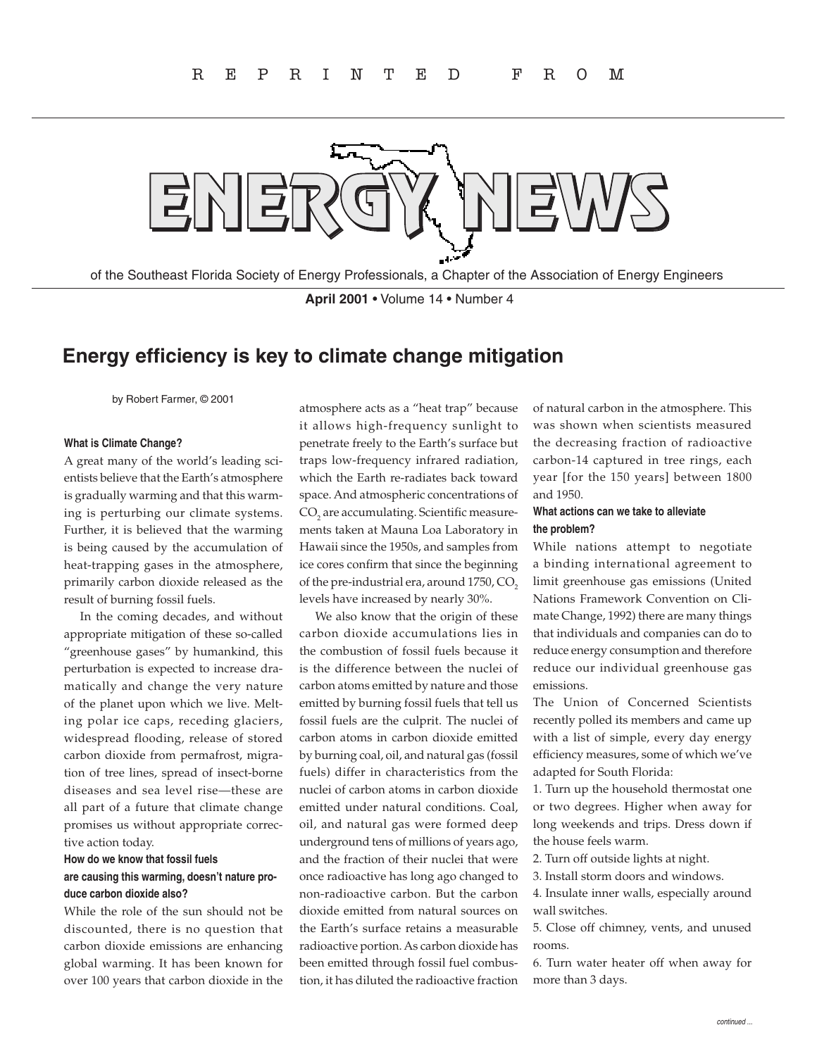REPRINTED FROM

# ENERGY NEWS

of the Southeast Florida Society of Energy Professionals, a Chapter of the Association of Energy Engineers

**April 2001** • Volume 14 • Number 4

## Energy efficiency is key to climate change mitigation

by Robert Farmer, © 2001

### What is Climate Change?

A great many of the world's leading scientists believe that the Earth's atmosphere is gradually warming and that this warming is perturbing our climate systems. Further, it is believed that the warming is being caused by the accumulation of heat-trapping gases in the atmosphere, primarily carbon dioxide released as the result of burning fossil fuels.

In the coming decades, and without appropriate mitigation of these so-called "greenhouse gases" by humankind, this perturbation is expected to increase dramatically and change the very nature of the planet upon which we live. Melting polar ice caps, receding glaciers, widespread flooding, release of stored carbon dioxide from permafrost, migration of tree lines, spread of insect-borne diseases and sea level rise—these are all part of a future that climate change promises us without appropriate corrective action today.

### How do we know that fossil fuels are causing this warming, doesn't nature produce carbon dioxide also?

While the role of the sun should not be discounted, there is no question that carbon dioxide emissions are enhancing global warming. It has been known for over 100 years that carbon dioxide in the atmosphere acts as a "heat trap" because it allows high-frequency sunlight to penetrate freely to the Earth's surface but traps low-frequency infrared radiation, which the Earth re-radiates back toward space. And atmospheric concentrations of $CO_2$ are accumulating. Scientific measurements taken at Mauna Loa Laboratory in Hawaii since the 1950s, and samples from ice cores confirm that since the beginning of the pre-industrial era, around 1750, $CO_2$ levels have increased by nearly 30%.

We also know that the origin of these carbon dioxide accumulations lies in the combustion of fossil fuels because it is the difference between the nuclei of carbon atoms emitted by nature and those emitted by burning fossil fuels that tell us fossil fuels are the culprit. The nuclei of carbon atoms in carbon dioxide emitted by burning coal, oil, and natural gas (fossil fuels) differ in characteristics from the nuclei of carbon atoms in carbon dioxide emitted under natural conditions. Coal, oil, and natural gas were formed deep underground tens of millions of years ago, and the fraction of their nuclei that were once radioactive has long ago changed to non-radioactive carbon. But the carbon dioxide emitted from natural sources on the Earth's surface retains a measurable radioactive portion. As carbon dioxide has been emitted through fossil fuel combustion, it has diluted the radioactive fraction of natural carbon in the atmosphere. This was shown when scientists measured the decreasing fraction of radioactive carbon-14 captured in tree rings, each year [for the 150 years] between 1800 and 1950.

### What actions can we take to alleviate the problem?

While nations attempt to negotiate a binding international agreement to limit greenhouse gas emissions (United Nations Framework Convention on Climate Change, 1992) there are many things that individuals and companies can do to reduce energy consumption and therefore reduce our individual greenhouse gas emissions.

The Union of Concerned Scientists recently polled its members and came up with a list of simple, every day energy efficiency measures, some of which we've adapted for South Florida:

1. Turn up the household thermostat one or two degrees. Higher when away for long weekends and trips. Dress down if the house feels warm.
2. Turn off outside lights at night.
3. Install storm doors and windows.
4. Insulate inner walls, especially around wall switches.
5. Close off chimney, vents, and unused rooms.
6. Turn water heater off when away for more than 3 days.

*continued ...*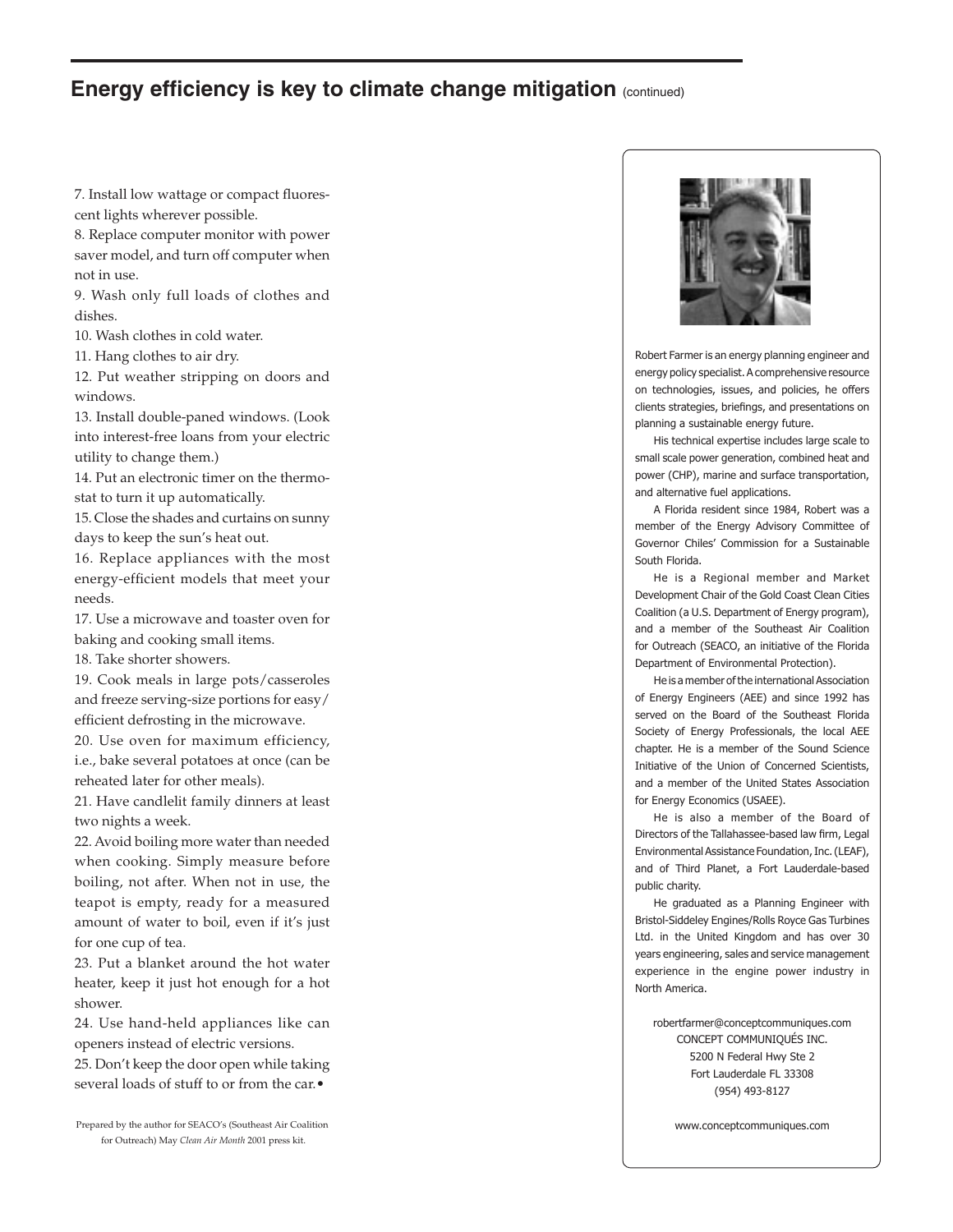## Energy efficiency is key to climate change mitigation (continued)

7. Install low wattage or compact fluorescent lights wherever possible.
8. Replace computer monitor with power saver model, and turn off computer when not in use.
9. Wash only full loads of clothes and dishes.
10. Wash clothes in cold water.
11. Hang clothes to air dry.
12. Put weather stripping on doors and windows.
13. Install double-paned windows. (Look into interest-free loans from your electric utility to change them.)
14. Put an electronic timer on the thermostat to turn it up automatically.
15. Close the shades and curtains on sunny days to keep the sun's heat out.
16. Replace appliances with the most energy-efficient models that meet your needs.
17. Use a microwave and toaster oven for baking and cooking small items.
18. Take shorter showers.
19. Cook meals in large pots/casseroles and freeze serving-size portions for easy/efficient defrosting in the microwave.
20. Use oven for maximum efficiency, i.e., bake several potatoes at once (can be reheated later for other meals).
21. Have candlelit family dinners at least two nights a week.
22. Avoid boiling more water than needed when cooking. Simply measure before boiling, not after. When not in use, the teapot is empty, ready for a measured amount of water to boil, even if it's just for one cup of tea.
23. Put a blanket around the hot water heater, keep it just hot enough for a hot shower.
24. Use hand-held appliances like can openers instead of electric versions.
25. Don't keep the door open while taking several loads of stuff to or from the car.•

Prepared by the author for SEACO's (Southeast Air Coalition for Outreach) May *Clean Air Month* 2001 press kit.

---

Robert Farmer is an energy planning engineer and energy policy specialist. A comprehensive resource on technologies, issues, and policies, he offers clients strategies, briefings, and presentations on planning a sustainable energy future.

His technical expertise includes large scale to small scale power generation, combined heat and power (CHP), marine and surface transportation, and alternative fuel applications.

A Florida resident since 1984, Robert was a member of the Energy Advisory Committee of Governor Chiles' Commission for a Sustainable South Florida.

He is a Regional member and Market Development Chair of the Gold Coast Clean Cities Coalition (a U.S. Department of Energy program), and a member of the Southeast Air Coalition for Outreach (SEACO, an initiative of the Florida Department of Environmental Protection).

He is a member of the international Association of Energy Engineers (AEE) and since 1992 has served on the Board of the Southeast Florida Society of Energy Professionals, the local AEE chapter. He is a member of the Sound Science Initiative of the Union of Concerned Scientists, and a member of the United States Association for Energy Economics (USAEE).

He is also a member of the Board of Directors of the Tallahassee-based law firm, Legal Environmental Assistance Foundation, Inc. (LEAF), and of Third Planet, a Fort Lauderdale-based public charity.

He graduated as a Planning Engineer with Bristol-Siddeley Engines/Rolls Royce Gas Turbines Ltd. in the United Kingdom and has over 30 years engineering, sales and service management experience in the engine power industry in North America.

robertfarmer@conceptcommuniques.com
CONCEPT COMMUNIQUÉS INC.
5200 N Federal Hwy Ste 2
Fort Lauderdale FL 33308
(954) 493-8127

www.conceptcommuniques.com